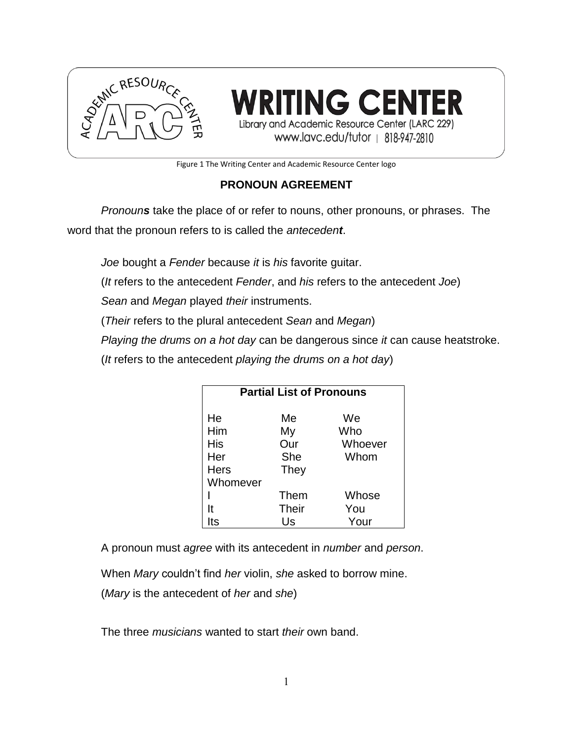WRITING CENTER

Library and Academic Resource Center (LARC 229)
www.lavc.edu/tutor | 818-947-2810

Figure 1 The Writing Center and Academic Resource Center logo

# PRONOUN AGREEMENT

*Pronoun**s*** take the place of or refer to nouns, other pronouns, or phrases. The word that the pronoun refers to is called the *anteceden**t***.

*Joe* bought a *Fender* because *it* is *his* favorite guitar.

(*It* refers to the antecedent *Fender*, and *his* refers to the antecedent *Joe*)

*Sean* and *Megan* played *their* instruments.

(*Their* refers to the plural antecedent *Sean* and *Megan*)

*Playing the drums on a hot day* can be dangerous since *it* can cause heatstroke.

(*It* refers to the antecedent *playing the drums on a hot day*)

| **Partial List of Pronouns** | | |
|---|---|---|
| He | Me | We |
| Him | My | Who |
| His | Our | Whoever |
| Her | She | Whom |
| Hers | They | |
| Whomever | | |
| I | Them | Whose |
| It | Their | You |
| Its | Us | Your |

A pronoun must *agree* with its antecedent in *number* and *person*.

When *Mary* couldn't find *her* violin, *she* asked to borrow mine.

(*Mary* is the antecedent of *her* and *she*)

The three *musicians* wanted to start *their* own band.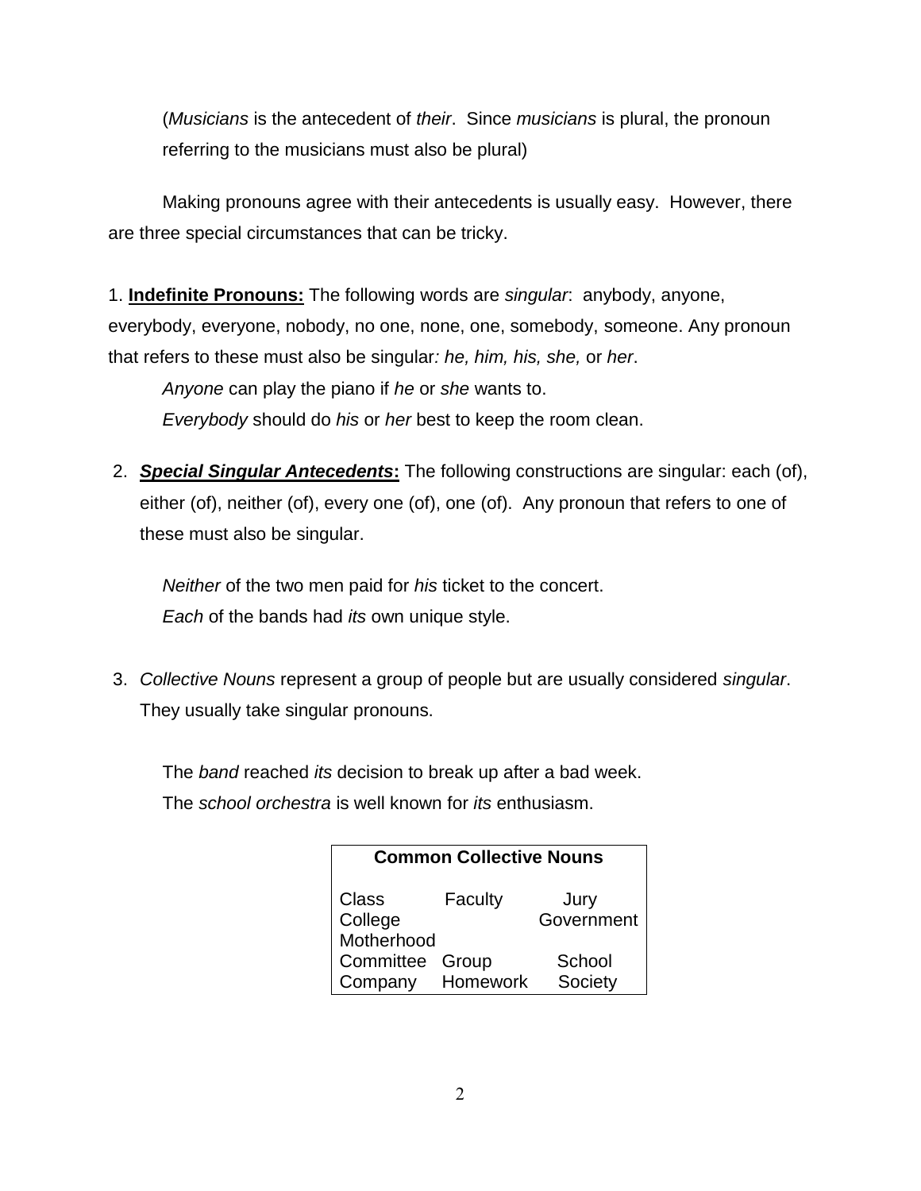(*Musicians* is the antecedent of *their*. Since *musicians* is plural, the pronoun referring to the musicians must also be plural)

Making pronouns agree with their antecedents is usually easy. However, there are three special circumstances that can be tricky.

1. **Indefinite Pronouns:** The following words are *singular*: anybody, anyone, everybody, everyone, nobody, no one, none, one, somebody, someone. Any pronoun that refers to these must also be singular*: he, him, his, she,* or *her*.

   *Anyone* can play the piano if *he* or *she* wants to.
   *Everybody* should do *his* or *her* best to keep the room clean.

2. ***Special Singular Antecedents*:** The following constructions are singular: each (of), either (of), neither (of), every one (of), one (of). Any pronoun that refers to one of these must also be singular.

   *Neither* of the two men paid for *his* ticket to the concert.
   *Each* of the bands had *its* own unique style.

3. *Collective Nouns* represent a group of people but are usually considered *singular*. They usually take singular pronouns.

   The *band* reached *its* decision to break up after a bad week.
   The *school orchestra* is well known for *its* enthusiasm.

| Common Collective Nouns | | |
|---|---|---|
| Class | Faculty | Jury |
| College | | Government |
| Motherhood | | |
| Committee | Group | School |
| Company | Homework | Society |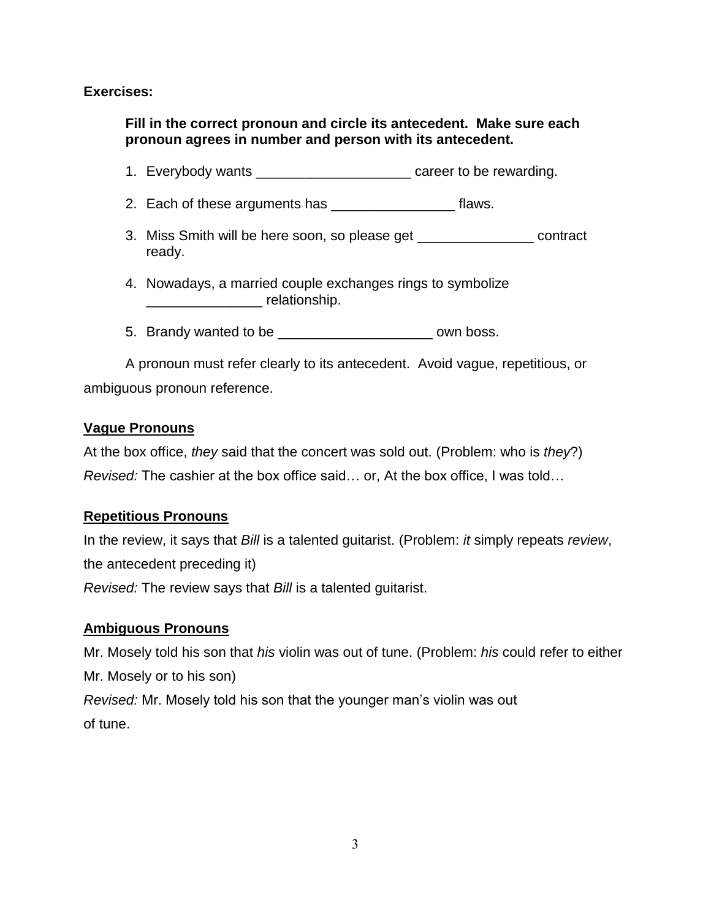**Exercises:**

**Fill in the correct pronoun and circle its antecedent. Make sure each pronoun agrees in number and person with its antecedent.**

1. Everybody wants ____________________ career to be rewarding.
2. Each of these arguments has ________________ flaws.
3. Miss Smith will be here soon, so please get _______________ contract ready.
4. Nowadays, a married couple exchanges rings to symbolize _______________ relationship.
5. Brandy wanted to be ____________________ own boss.

A pronoun must refer clearly to its antecedent. Avoid vague, repetitious, or ambiguous pronoun reference.

## Vague Pronouns

At the box office, *they* said that the concert was sold out. (Problem: who is *they*?)
*Revised:* The cashier at the box office said… or, At the box office, I was told…

## Repetitious Pronouns

In the review, it says that *Bill* is a talented guitarist. (Problem: *it* simply repeats *review*, the antecedent preceding it)
*Revised:* The review says that *Bill* is a talented guitarist.

## Ambiguous Pronouns

Mr. Mosely told his son that *his* violin was out of tune. (Problem: *his* could refer to either Mr. Mosely or to his son)
*Revised:* Mr. Mosely told his son that the younger man's violin was out of tune.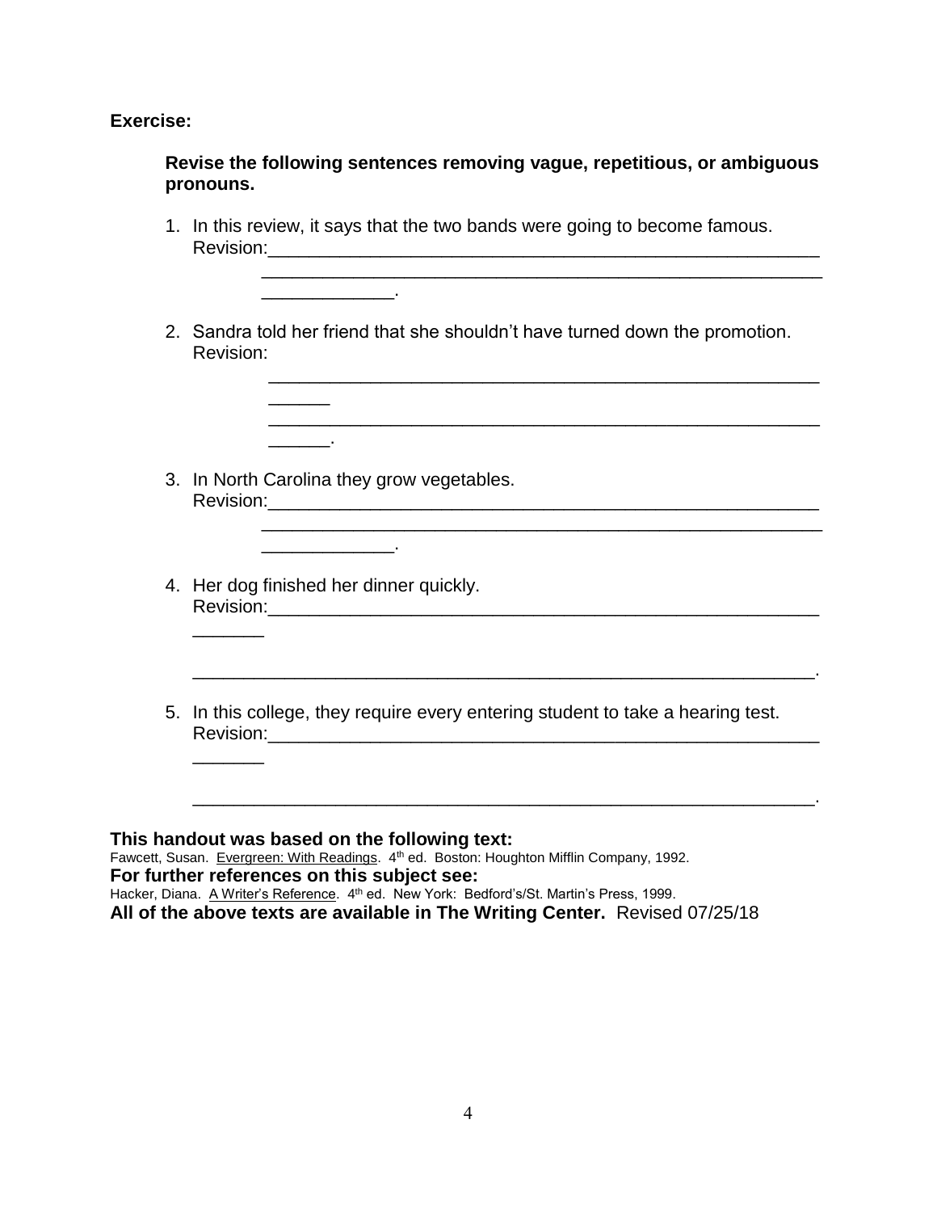**Exercise:**

**Revise the following sentences removing vague, repetitious, or ambiguous pronouns.**

1. In this review, it says that the two bands were going to become famous.
   Revision:_______________________________________________________
   _______________________________________________________
   _____________.

2. Sandra told her friend that she shouldn't have turned down the promotion.
   Revision:
   _______________________________________________________
   ______
   _______________________________________________________
   ______.

3. In North Carolina they grow vegetables.
   Revision:_______________________________________________________
   _______________________________________________________
   _____________.

4. Her dog finished her dinner quickly.
   Revision:_______________________________________________________
   _______

   _______________________________________________________________.

5. In this college, they require every entering student to take a hearing test.
   Revision:_______________________________________________________
   _______

   _______________________________________________________________.

**This handout was based on the following text:**
Fawcett, Susan. Evergreen: With Readings. 4th ed. Boston: Houghton Mifflin Company, 1992.
**For further references on this subject see:**
Hacker, Diana. A Writer's Reference. 4th ed. New York: Bedford's/St. Martin's Press, 1999.
**All of the above texts are available in The Writing Center.** Revised 07/25/18